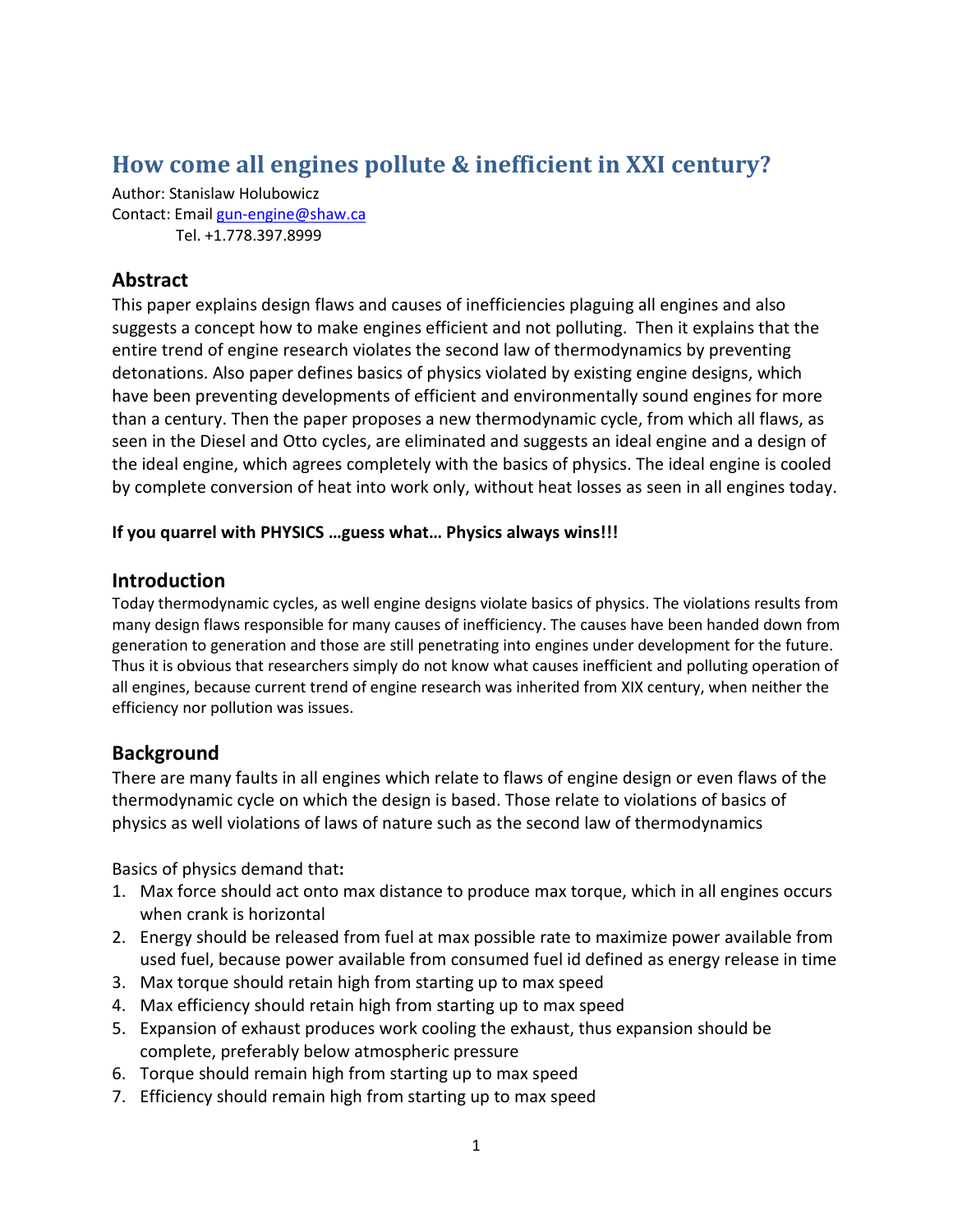# How come all engines pollute & inefficient in XXI century?

Author: Stanislaw Holubowicz
Contact: Email gun-engine@shaw.ca
Tel. +1.778.397.8999

## Abstract

This paper explains design flaws and causes of inefficiencies plaguing all engines and also suggests a concept how to make engines efficient and not polluting. Then it explains that the entire trend of engine research violates the second law of thermodynamics by preventing detonations. Also paper defines basics of physics violated by existing engine designs, which have been preventing developments of efficient and environmentally sound engines for more than a century. Then the paper proposes a new thermodynamic cycle, from which all flaws, as seen in the Diesel and Otto cycles, are eliminated and suggests an ideal engine and a design of the ideal engine, which agrees completely with the basics of physics. The ideal engine is cooled by complete conversion of heat into work only, without heat losses as seen in all engines today.

**If you quarrel with PHYSICS …guess what… Physics always wins!!!**

## Introduction

Today thermodynamic cycles, as well engine designs violate basics of physics. The violations results from many design flaws responsible for many causes of inefficiency. The causes have been handed down from generation to generation and those are still penetrating into engines under development for the future. Thus it is obvious that researchers simply do not know what causes inefficient and polluting operation of all engines, because current trend of engine research was inherited from XIX century, when neither the efficiency nor pollution was issues.

## Background

There are many faults in all engines which relate to flaws of engine design or even flaws of the thermodynamic cycle on which the design is based. Those relate to violations of basics of physics as well violations of laws of nature such as the second law of thermodynamics

Basics of physics demand that**:**

1. Max force should act onto max distance to produce max torque, which in all engines occurs when crank is horizontal
2. Energy should be released from fuel at max possible rate to maximize power available from used fuel, because power available from consumed fuel id defined as energy release in time
3. Max torque should retain high from starting up to max speed
4. Max efficiency should retain high from starting up to max speed
5. Expansion of exhaust produces work cooling the exhaust, thus expansion should be complete, preferably below atmospheric pressure
6. Torque should remain high from starting up to max speed
7. Efficiency should remain high from starting up to max speed